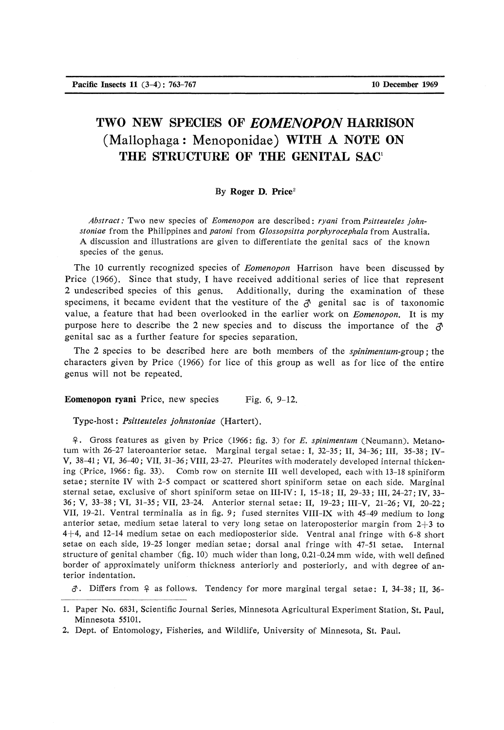# TWO NEW SPECIES OF *EOMENOPON* HARRISON (Mallophaga: Menoponidae) WITH A NOTE ON THE STRUCTURE OF THE GENITAL SAC[1]

By Roger D. Price[2]

*Abstract*: Two new species of *Eomenopon* are described: *ryani* from *Psitteuteles johnstoniae* from the Philippines and *patoni* from *Glossopsitta porphyrocephala* from Australia. A discussion and illustrations are given to differentiate the genital sacs of the known species of the genus.

The 10 currently recognized species of *Eomenopon* Harrison have been discussed by Price (1966). Since that study, I have received additional series of lice that represent 2 undescribed species of this genus. Additionally, during the examination of these specimens, it became evident that the vestiture of the ♂ genital sac is of taxonomic value, a feature that had been overlooked in the earlier work on *Eomenopon*. It is my purpose here to describe the 2 new species and to discuss the importance of the ♂ genital sac as a further feature for species separation.

The 2 species to be described here are both members of the *spinimentum*-group; the characters given by Price (1966) for lice of this group as well as for lice of the entire genus will not be repeated.

**Eomenopon ryani** Price, new species Fig. 6, 9-12.

Type-host: *Psitteuteles johnstoniae* (Hartert).

♀. Gross features as given by Price (1966: fig. 3) for *E. spinimentum* (Neumann). Metanotum with 26-27 lateroanterior setae. Marginal tergal setae: I, 32-35; II, 34-36; III, 35-38; IV-V, 38-41; VI, 36-40; VII, 31-36; VIII, 23-27. Pleurites with moderately developed internal thickening (Price, 1966: fig. 33). Comb row on sternite III well developed, each with 13-18 spiniform setae; sternite IV with 2-5 compact or scattered short spiniform setae on each side. Marginal sternal setae, exclusive of short spiniform setae on III-IV: I, 15-18; II, 29-33; III, 24-27; IV, 33-36; V, 33-38; VI, 31-35; VII, 23-24. Anterior sternal setae: II, 19-23; III-V, 21-26; VI, 20-22; VII, 19-21. Ventral terminalia as in fig. 9; fused sternites VIII-IX with 45-49 medium to long anterior setae, medium setae lateral to very long setae on lateroposterior margin from 2+3 to 4+4, and 12-14 medium setae on each medioposterior side. Ventral anal fringe with 6-8 short setae on each side, 19-25 longer median setae; dorsal anal fringe with 47-51 setae. Internal structure of genital chamber (fig. 10) much wider than long, 0.21-0.24 mm wide, with well defined border of approximately uniform thickness anteriorly and posteriorly, and with degree of anterior indentation.

♂. Differs from ♀ as follows. Tendency for more marginal tergal setae: I, 34-38; II, 36-

1. Paper No. 6831, Scientific Journal Series, Minnesota Agricultural Experiment Station, St. Paul, Minnesota 55101.
2. Dept. of Entomology, Fisheries, and Wildlife, University of Minnesota, St. Paul.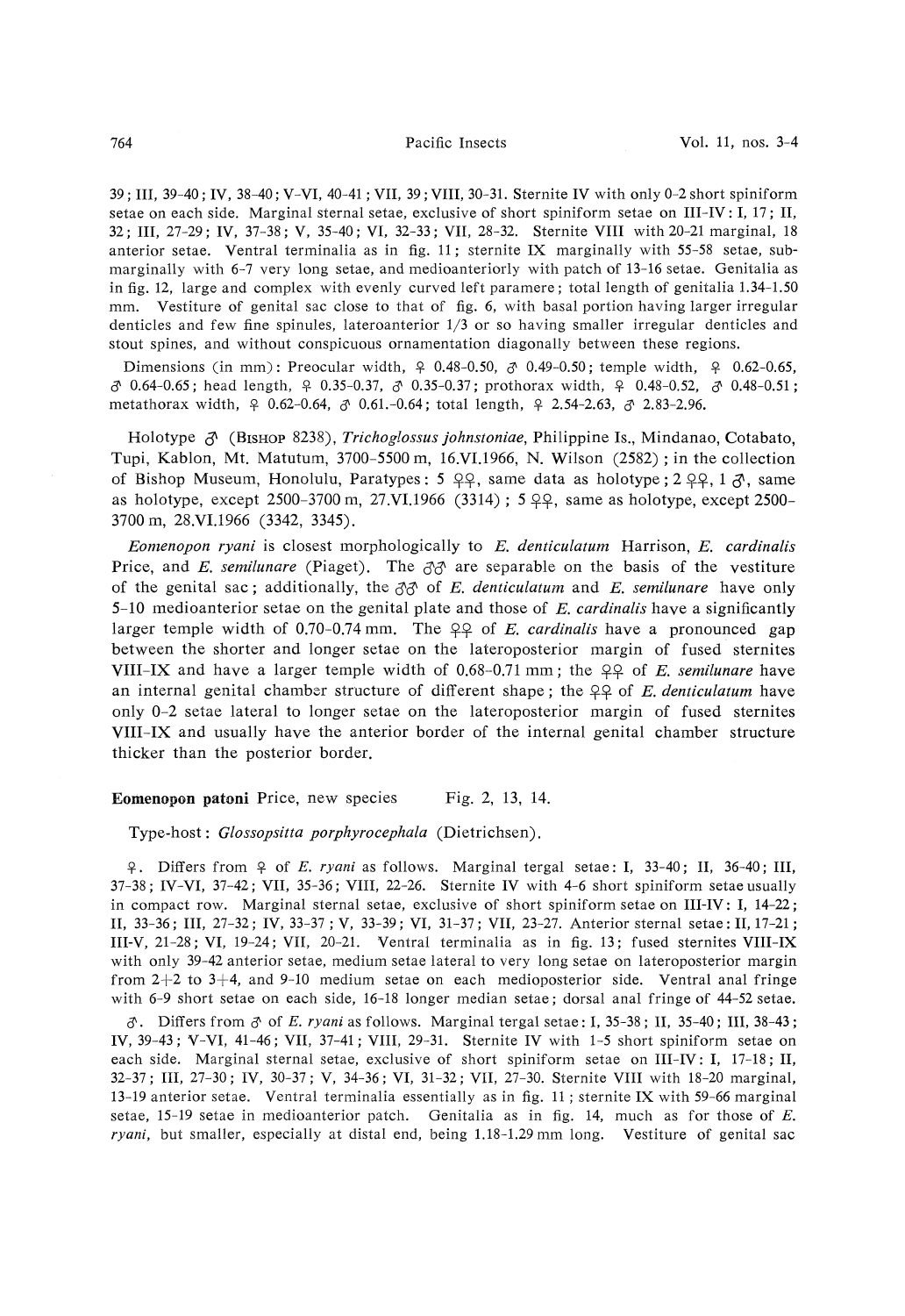39; III, 39-40; IV, 38-40; V-VI, 40-41; VII, 39; VIII, 30-31. Sternite IV with only 0-2 short spiniform setae on each side. Marginal sternal setae, exclusive of short spiniform setae on III-IV: I, 17; II, 32; III, 27-29; IV, 37-38; V, 35-40; VI, 32-33; VII, 28-32. Sternite VIII with 20-21 marginal, 18 anterior setae. Ventral terminalia as in fig. 11; sternite IX marginally with 55-58 setae, submarginally with 6-7 very long setae, and medioanteriorly with patch of 13-16 setae. Genitalia as in fig. 12, large and complex with evenly curved left paramere; total length of genitalia 1.34-1.50 mm. Vestiture of genital sac close to that of fig. 6, with basal portion having larger irregular denticles and few fine spinules, lateroanterior 1/3 or so having smaller irregular denticles and stout spines, and without conspicuous ornamentation diagonally between these regions.

Dimensions (in mm): Preocular width, ♀ 0.48-0.50, ♂ 0.49-0.50; temple width, ♀ 0.62-0.65, ♂ 0.64-0.65; head length, ♀ 0.35-0.37, ♂ 0.35-0.37; prothorax width, ♀ 0.48-0.52, ♂ 0.48-0.51; metathorax width, ♀ 0.62-0.64, ♂ 0.61.-0.64; total length, ♀ 2.54-2.63, ♂ 2.83-2.96.

Holotype ♂ (BISHOP 8238), *Trichoglossus johnstoniae*, Philippine Is., Mindanao, Cotabato, Tupi, Kablon, Mt. Matutum, 3700-5500 m, 16.VI.1966, N. Wilson (2582); in the collection of Bishop Museum, Honolulu, Paratypes: 5 ♀♀, same data as holotype; 2 ♀♀, 1 ♂, same as holotype, except 2500-3700 m, 27.VI.1966 (3314); 5 ♀♀, same as holotype, except 2500-3700 m, 28.VI.1966 (3342, 3345).

*Eomenopon ryani* is closest morphologically to *E. denticulatum* Harrison, *E. cardinalis* Price, and *E. semilunare* (Piaget). The ♂♂ are separable on the basis of the vestiture of the genital sac; additionally, the ♂♂ of *E. denticulatum* and *E. semilunare* have only 5-10 medioanterior setae on the genital plate and those of *E. cardinalis* have a significantly larger temple width of 0.70-0.74 mm. The ♀♀ of *E. cardinalis* have a pronounced gap between the shorter and longer setae on the lateroposterior margin of fused sternites VIII-IX and have a larger temple width of 0.68-0.71 mm; the ♀♀ of *E. semilunare* have an internal genital chamber structure of different shape; the ♀♀ of *E. denticulatum* have only 0-2 setae lateral to longer setae on the lateroposterior margin of fused sternites VIII-IX and usually have the anterior border of the internal genital chamber structure thicker than the posterior border.

**Eomenopon patoni** Price, new species Fig. 2, 13, 14.

Type-host: *Glossopsitta porphyrocephala* (Dietrichsen).

♀. Differs from ♀ of *E. ryani* as follows. Marginal tergal setae: I, 33-40; II, 36-40; III, 37-38; IV-VI, 37-42; VII, 35-36; VIII, 22-26. Sternite IV with 4-6 short spiniform setae usually in compact row. Marginal sternal setae, exclusive of short spiniform setae on III-IV: I, 14-22; II, 33-36; III, 27-32; IV, 33-37; V, 33-39; VI, 31-37; VII, 23-27. Anterior sternal setae: II, 17-21; III-V, 21-28; VI, 19-24; VII, 20-21. Ventral terminalia as in fig. 13; fused sternites VIII-IX with only 39-42 anterior setae, medium setae lateral to very long setae on lateroposterior margin from 2+2 to 3+4, and 9-10 medium setae on each medioposterior side. Ventral anal fringe with 6-9 short setae on each side, 16-18 longer median setae; dorsal anal fringe of 44-52 setae.

♂. Differs from ♂ of *E. ryani* as follows. Marginal tergal setae: I, 35-38; II, 35-40; III, 38-43; IV, 39-43; V-VI, 41-46; VII, 37-41; VIII, 29-31. Sternite IV with 1-5 short spiniform setae on each side. Marginal sternal setae, exclusive of short spiniform setae on III-IV: I, 17-18; II, 32-37; III, 27-30; IV, 30-37; V, 34-36; VI, 31-32; VII, 27-30. Sternite VIII with 18-20 marginal, 13-19 anterior setae. Ventral terminalia essentially as in fig. 11; sternite IX with 59-66 marginal setae, 15-19 setae in medioanterior patch. Genitalia as in fig. 14, much as for those of *E. ryani*, but smaller, especially at distal end, being 1.18-1.29 mm long. Vestiture of genital sac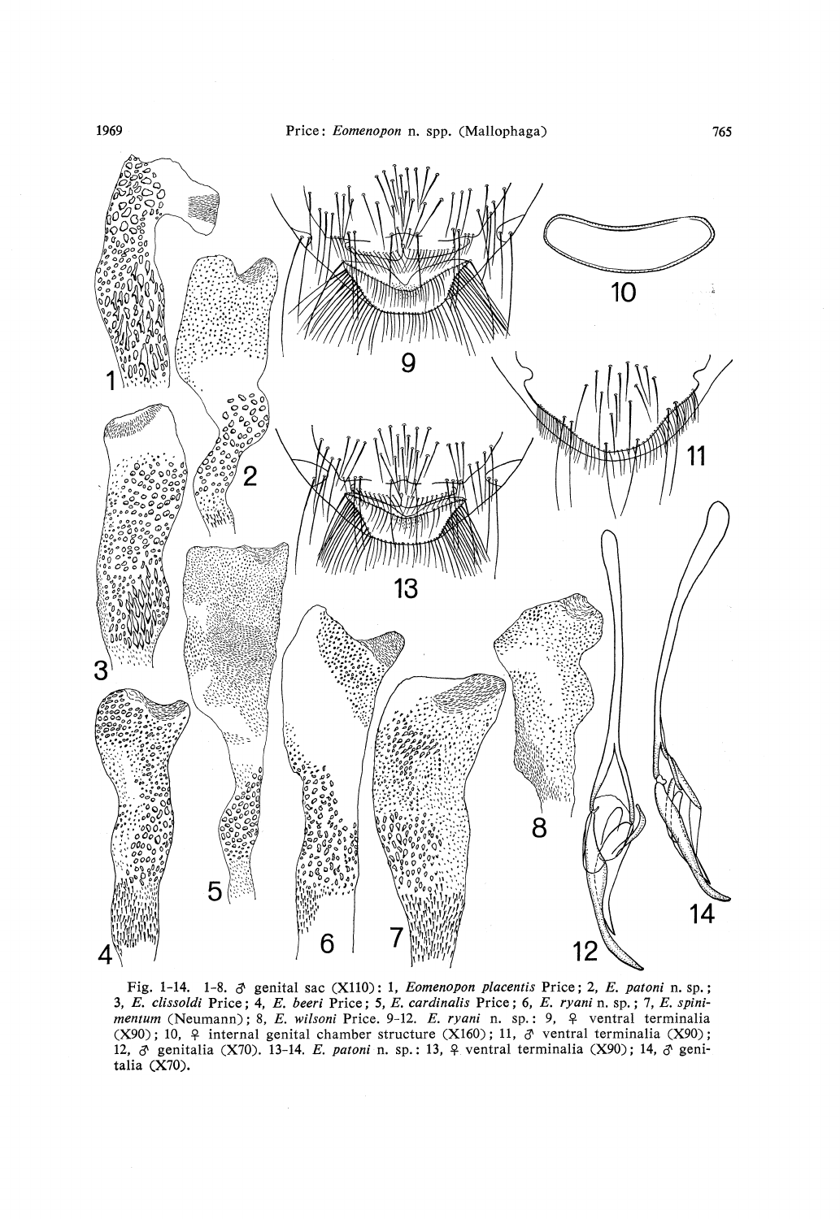Fig. 1-14. 1-8. ♂ genital sac (X110): 1, *Eomenopon placentis* Price; 2, *E. patoni* n. sp.; 3, *E. clissoldi* Price; 4, *E. beeri* Price; 5, *E. cardinalis* Price; 6, *E. ryani* n. sp.; 7, *E. spinimentum* (Neumann); 8, *E. wilsoni* Price. 9-12. *E. ryani* n. sp.: 9, ♀ ventral terminalia (X90); 10, ♀ internal genital chamber structure (X160); 11, ♂ ventral terminalia (X90); 12, ♂ genitalia (X70). 13-14. *E. patoni* n. sp.: 13, ♀ ventral terminalia (X90); 14, ♂ genitalia (X70).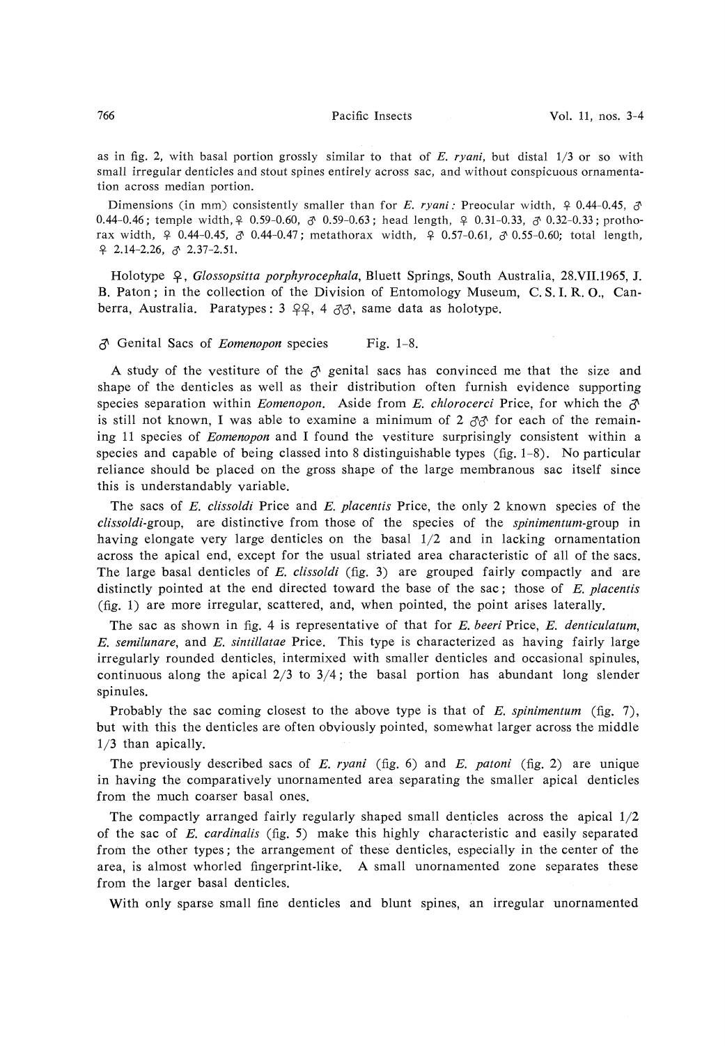as in fig. 2, with basal portion grossly similar to that of *E. ryani*, but distal 1/3 or so with small irregular denticles and stout spines entirely across sac, and without conspicuous ornamentation across median portion.

Dimensions (in mm) consistently smaller than for *E. ryani*: Preocular width, ♀ 0.44–0.45, ♂ 0.44–0.46; temple width, ♀ 0.59–0.60, ♂ 0.59–0.63; head length, ♀ 0.31–0.33, ♂ 0.32–0.33; prothorax width, ♀ 0.44–0.45, ♂ 0.44–0.47; metathorax width, ♀ 0.57–0.61, ♂ 0.55–0.60; total length, ♀ 2.14–2.26, ♂ 2.37–2.51.

Holotype ♀, *Glossopsitta porphyrocephala*, Bluett Springs, South Australia, 28.VII.1965, J. B. Paton; in the collection of the Division of Entomology Museum, C. S. I. R. O., Canberra, Australia. Paratypes: 3 ♀♀, 4 ♂♂, same data as holotype.

## ♂ Genital Sacs of *Eomenopon* species    Fig. 1–8.

A study of the vestiture of the ♂ genital sacs has convinced me that the size and shape of the denticles as well as their distribution often furnish evidence supporting species separation within *Eomenopon*. Aside from *E. chlorocerci* Price, for which the ♂ is still not known, I was able to examine a minimum of 2 ♂♂ for each of the remaining 11 species of *Eomenopon* and I found the vestiture surprisingly consistent within a species and capable of being classed into 8 distinguishable types (fig. 1–8). No particular reliance should be placed on the gross shape of the large membranous sac itself since this is understandably variable.

The sacs of *E. clissoldi* Price and *E. placentis* Price, the only 2 known species of the *clissoldi*-group, are distinctive from those of the species of the *spinimentum*-group in having elongate very large denticles on the basal 1/2 and in lacking ornamentation across the apical end, except for the usual striated area characteristic of all of the sacs. The large basal denticles of *E. clissoldi* (fig. 3) are grouped fairly compactly and are distinctly pointed at the end directed toward the base of the sac; those of *E. placentis* (fig. 1) are more irregular, scattered, and, when pointed, the point arises laterally.

The sac as shown in fig. 4 is representative of that for *E. beeri* Price, *E. denticulatum*, *E. semilunare*, and *E. sintillatae* Price. This type is characterized as having fairly large irregularly rounded denticles, intermixed with smaller denticles and occasional spinules, continuous along the apical 2/3 to 3/4; the basal portion has abundant long slender spinules.

Probably the sac coming closest to the above type is that of *E. spinimentum* (fig. 7), but with this the denticles are often obviously pointed, somewhat larger across the middle 1/3 than apically.

The previously described sacs of *E. ryani* (fig. 6) and *E. patoni* (fig. 2) are unique in having the comparatively unornamented area separating the smaller apical denticles from the much coarser basal ones.

The compactly arranged fairly regularly shaped small denticles across the apical 1/2 of the sac of *E. cardinalis* (fig. 5) make this highly characteristic and easily separated from the other types; the arrangement of these denticles, especially in the center of the area, is almost whorled fingerprint-like. A small unornamented zone separates these from the larger basal denticles.

With only sparse small fine denticles and blunt spines, an irregular unornamented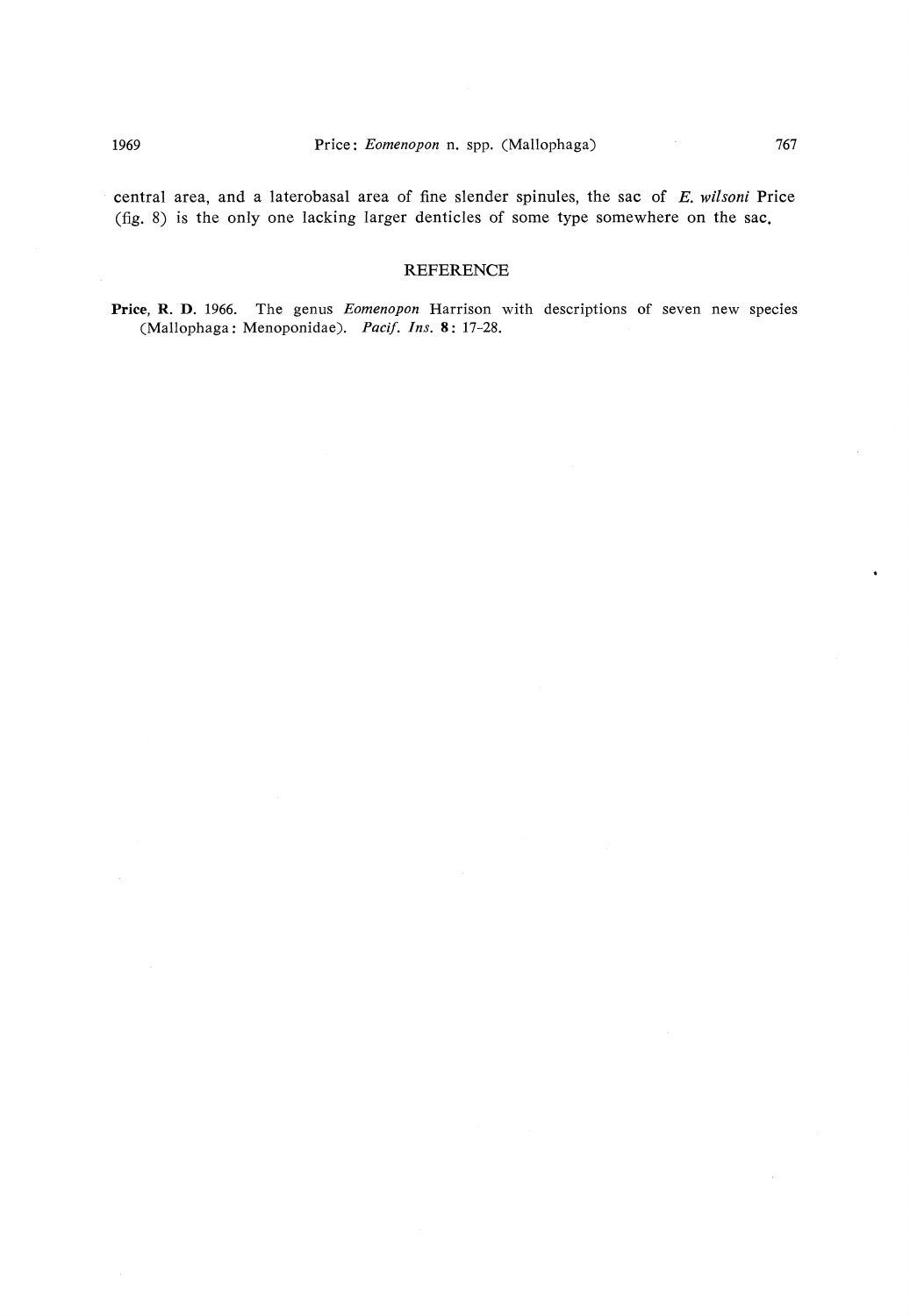central area, and a laterobasal area of fine slender spinules, the sac of *E. wilsoni* Price (fig. 8) is the only one lacking larger denticles of some type somewhere on the sac.

## REFERENCE

**Price, R. D.** 1966. The genus *Eomenopon* Harrison with descriptions of seven new species (Mallophaga: Menoponidae). *Pacif. Ins.* **8**: 17–28.